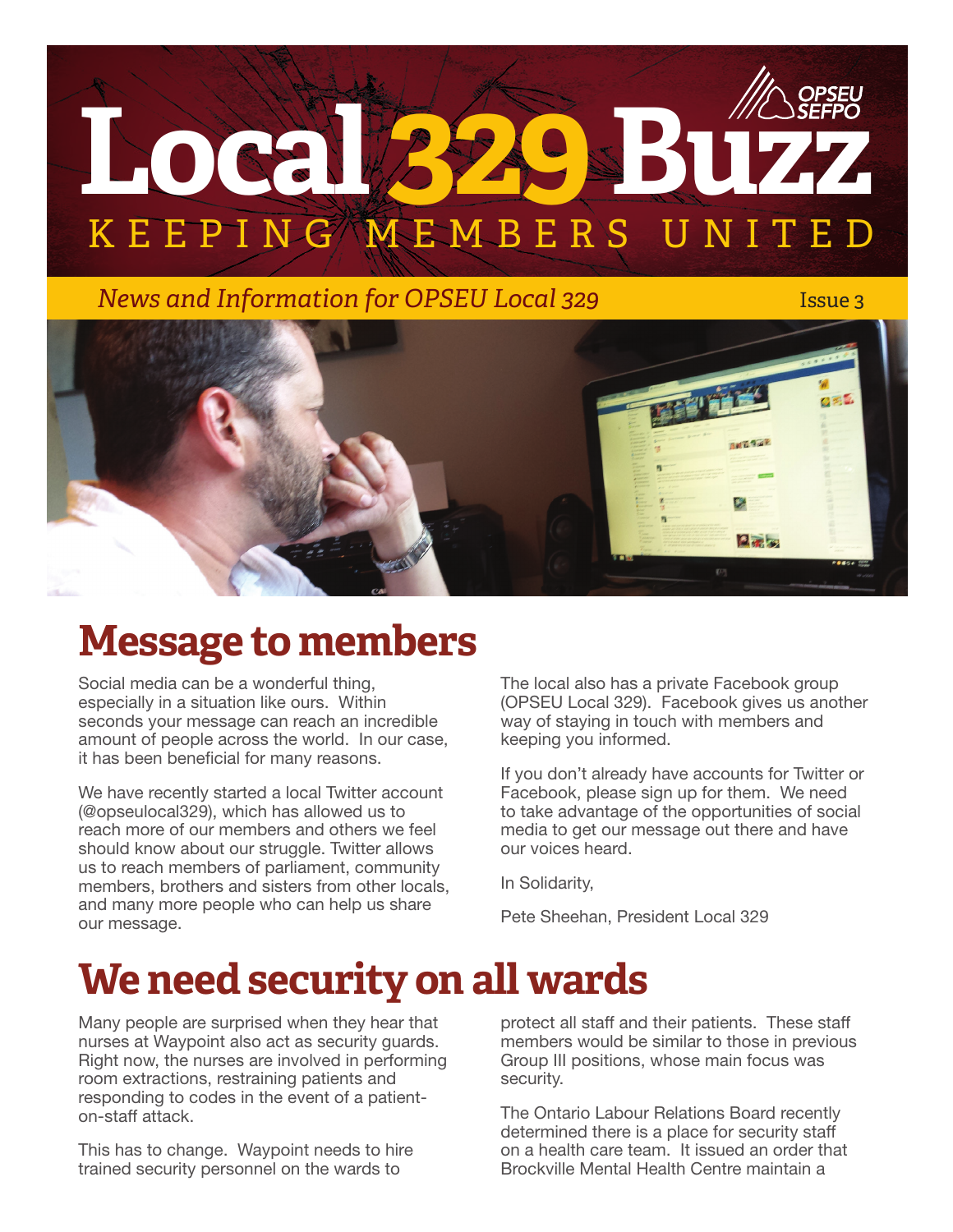# Local 329 Buzz

KEEPING MEMBERS UNITED

OPSEU SEFPO

*News and Information for OPSEU Local 329*

Issue 3

## Message to members

Social media can be a wonderful thing, especially in a situation like ours. Within seconds your message can reach an incredible amount of people across the world. In our case, it has been beneficial for many reasons.

We have recently started a local Twitter account (@opseulocal329), which has allowed us to reach more of our members and others we feel should know about our struggle. Twitter allows us to reach members of parliament, community members, brothers and sisters from other locals, and many more people who can help us share our message.

The local also has a private Facebook group (OPSEU Local 329). Facebook gives us another way of staying in touch with members and keeping you informed.

If you don't already have accounts for Twitter or Facebook, please sign up for them. We need to take advantage of the opportunities of social media to get our message out there and have our voices heard.

In Solidarity,

Pete Sheehan, President Local 329

## We need security on all wards

Many people are surprised when they hear that nurses at Waypoint also act as security guards. Right now, the nurses are involved in performing room extractions, restraining patients and responding to codes in the event of a patient-on-staff attack.

This has to change. Waypoint needs to hire trained security personnel on the wards to protect all staff and their patients. These staff members would be similar to those in previous Group III positions, whose main focus was security.

The Ontario Labour Relations Board recently determined there is a place for security staff on a health care team. It issued an order that Brockville Mental Health Centre maintain a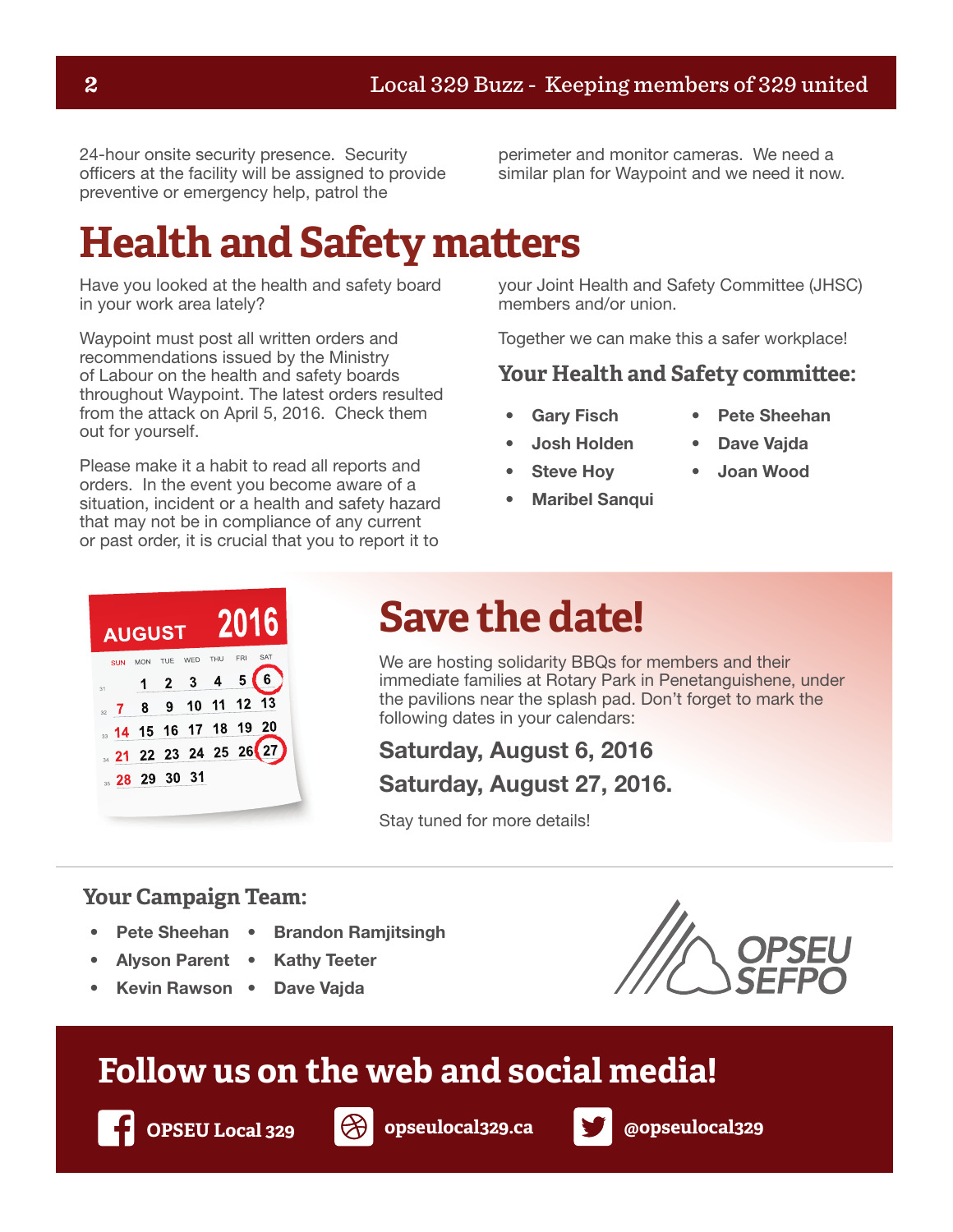24-hour onsite security presence. Security officers at the facility will be assigned to provide preventive or emergency help, patrol the perimeter and monitor cameras. We need a similar plan for Waypoint and we need it now.

# Health and Safety matters

Have you looked at the health and safety board in your work area lately?

Waypoint must post all written orders and recommendations issued by the Ministry of Labour on the health and safety boards throughout Waypoint. The latest orders resulted from the attack on April 5, 2016. Check them out for yourself.

Please make it a habit to read all reports and orders. In the event you become aware of a situation, incident or a health and safety hazard that may not be in compliance of any current or past order, it is crucial that you to report it to your Joint Health and Safety Committee (JHSC) members and/or union.

Together we can make this a safer workplace!

### Your Health and Safety committee:

- **Gary Fisch**
- **Josh Holden**
- **Steve Hoy**
- **Maribel Sanqui**
- **Pete Sheehan**
- **Dave Vajda**
- **Joan Wood**

# Save the date!

We are hosting solidarity BBQs for members and their immediate families at Rotary Park in Penetanguishene, under the pavilions near the splash pad. Don't forget to mark the following dates in your calendars:

**Saturday, August 6, 2016**

**Saturday, August 27, 2016.**

Stay tuned for more details!

### Your Campaign Team:

- **Pete Sheehan**
- **Alyson Parent**
- **Kevin Rawson**
- **Brandon Ramjitsingh**
- **Kathy Teeter**
- **Dave Vajda**

OPSEU SEFPO

# Follow us on the web and social media!

**OPSEU Local 329** **opseulocal329.ca** **@opseulocal329**